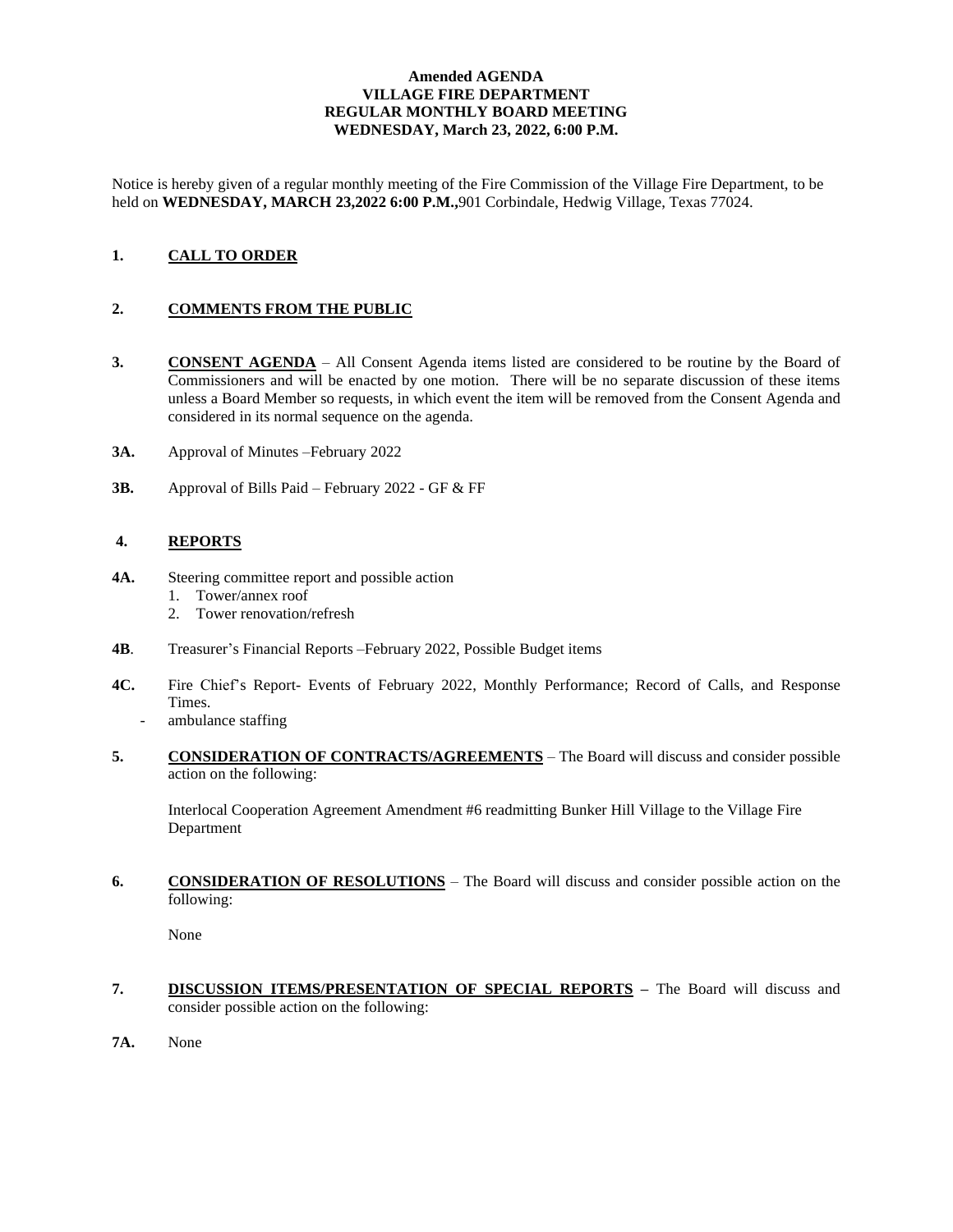**Amended AGENDA**
**VILLAGE FIRE DEPARTMENT**
**REGULAR MONTHLY BOARD MEETING**
**WEDNESDAY, March 23, 2022, 6:00 P.M.**

Notice is hereby given of a regular monthly meeting of the Fire Commission of the Village Fire Department, to be held on **WEDNESDAY, MARCH 23,2022 6:00 P.M.,**901 Corbindale, Hedwig Village, Texas 77024.

**1.** **CALL TO ORDER**

**2.** **COMMENTS FROM THE PUBLIC**

**3.** **CONSENT AGENDA** – All Consent Agenda items listed are considered to be routine by the Board of Commissioners and will be enacted by one motion. There will be no separate discussion of these items unless a Board Member so requests, in which event the item will be removed from the Consent Agenda and considered in its normal sequence on the agenda.

**3A.** Approval of Minutes –February 2022

**3B.** Approval of Bills Paid – February 2022 - GF & FF

**4.** **REPORTS**

**4A.** Steering committee report and possible action
1. Tower/annex roof
2. Tower renovation/refresh

**4B**. Treasurer's Financial Reports –February 2022, Possible Budget items

**4C.** Fire Chief's Report- Events of February 2022, Monthly Performance; Record of Calls, and Response Times.
- ambulance staffing

**5.** **CONSIDERATION OF CONTRACTS/AGREEMENTS** – The Board will discuss and consider possible action on the following:

Interlocal Cooperation Agreement Amendment #6 readmitting Bunker Hill Village to the Village Fire Department

**6.** **CONSIDERATION OF RESOLUTIONS** – The Board will discuss and consider possible action on the following:

None

**7.** **DISCUSSION ITEMS/PRESENTATION OF SPECIAL REPORTS –** The Board will discuss and consider possible action on the following:

**7A.** None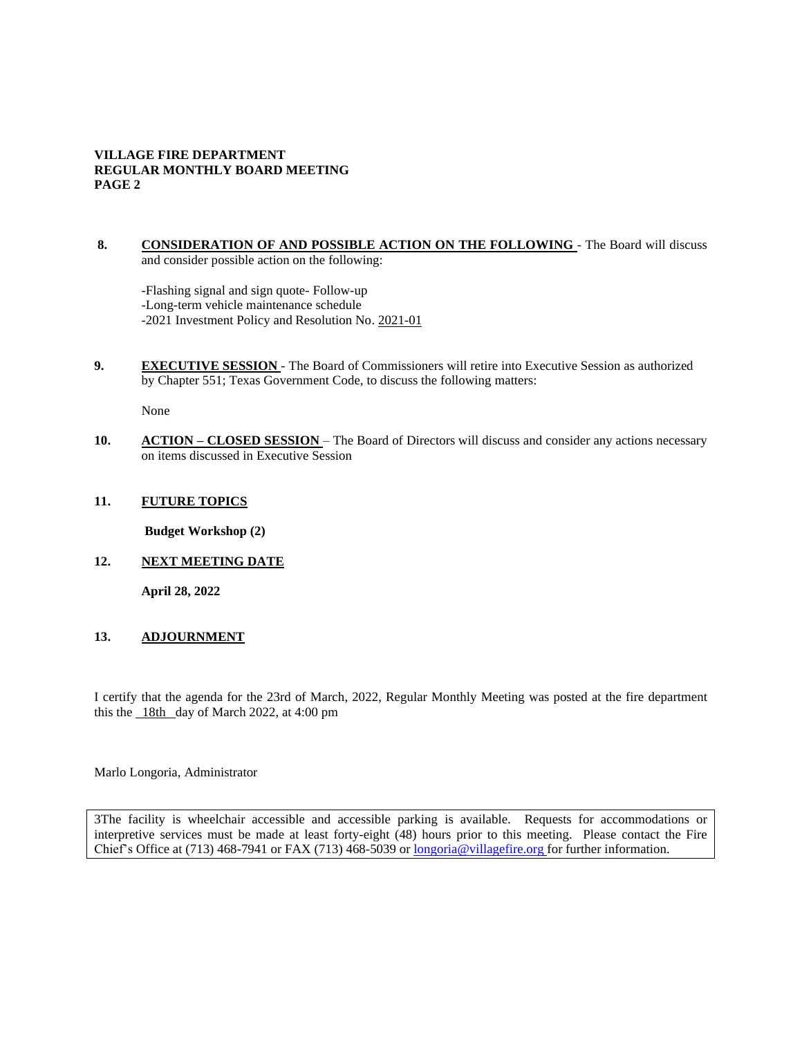**VILLAGE FIRE DEPARTMENT**
**REGULAR MONTHLY BOARD MEETING**
**PAGE 2**

**8.** **CONSIDERATION OF AND POSSIBLE ACTION ON THE FOLLOWING** - The Board will discuss and consider possible action on the following:

-Flashing signal and sign quote- Follow-up
-Long-term vehicle maintenance schedule
-2021 Investment Policy and Resolution No. 2021-01

**9.** **EXECUTIVE SESSION** - The Board of Commissioners will retire into Executive Session as authorized by Chapter 551; Texas Government Code, to discuss the following matters:

None

**10.** **ACTION – CLOSED SESSION** – The Board of Directors will discuss and consider any actions necessary on items discussed in Executive Session

**11.** **FUTURE TOPICS**

**Budget Workshop (2)**

**12.** **NEXT MEETING DATE**

**April 28, 2022**

**13.** **ADJOURNMENT**

I certify that the agenda for the 23rd of March, 2022, Regular Monthly Meeting was posted at the fire department this the 18th day of March 2022, at 4:00 pm

Marlo Longoria, Administrator

3The facility is wheelchair accessible and accessible parking is available. Requests for accommodations or interpretive services must be made at least forty-eight (48) hours prior to this meeting. Please contact the Fire Chief's Office at (713) 468-7941 or FAX (713) 468-5039 or longoria@villagefire.org for further information.